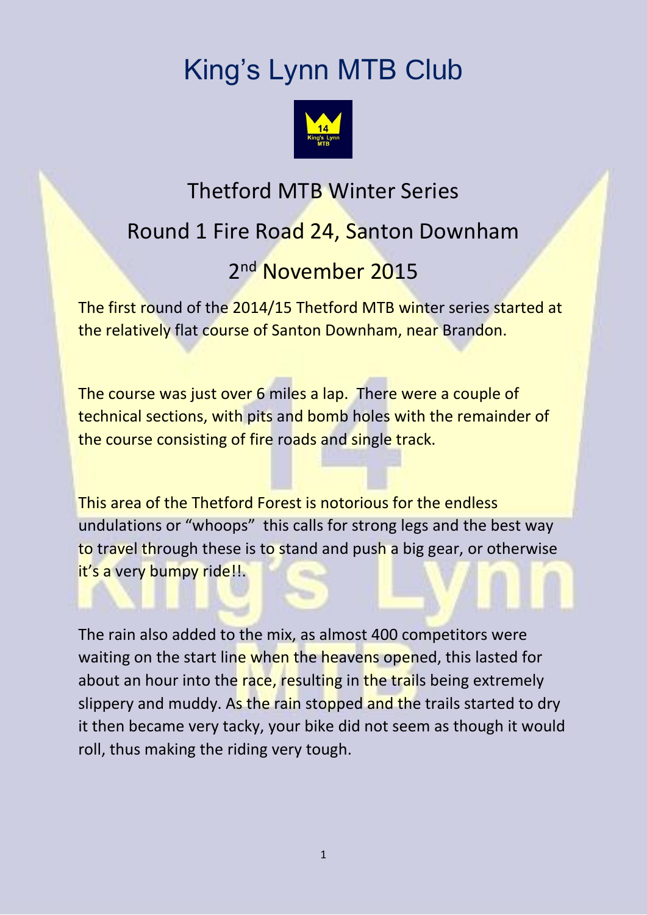# King's Lynn MTB Club

## Thetford MTB Winter Series

## Round 1 Fire Road 24, Santon Downham

## 2nd November 2015

The first round of the 2014/15 Thetford MTB winter series started at the relatively flat course of Santon Downham, near Brandon.

The course was just over 6 miles a lap. There were a couple of technical sections, with pits and bomb holes with the remainder of the course consisting of fire roads and single track.

This area of the Thetford Forest is notorious for the endless undulations or "whoops" this calls for strong legs and the best way to travel through these is to stand and push a big gear, or otherwise it's a very bumpy ride!!.

The rain also added to the mix, as almost 400 competitors were waiting on the start line when the heavens opened, this lasted for about an hour into the race, resulting in the trails being extremely slippery and muddy. As the rain stopped and the trails started to dry it then became very tacky, your bike did not seem as though it would roll, thus making the riding very tough.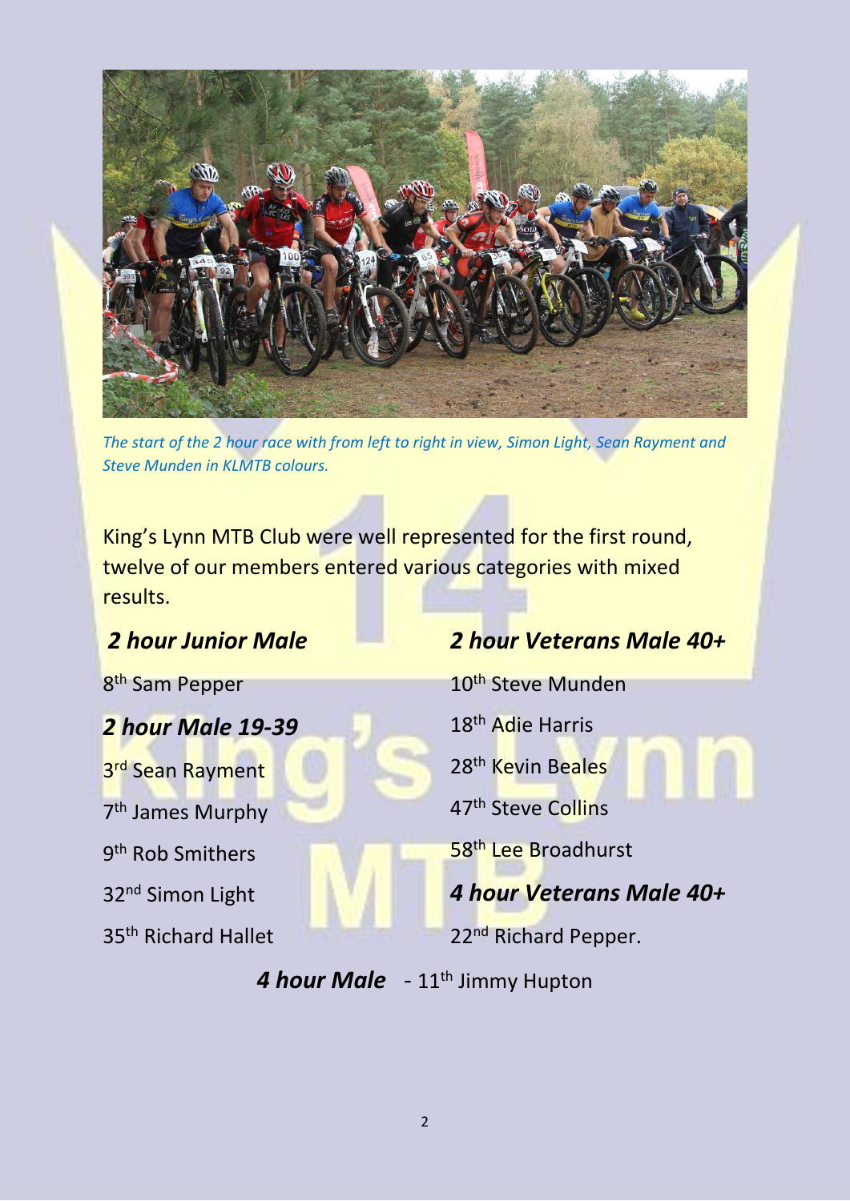*The start of the 2 hour race with from left to right in view, Simon Light, Sean Rayment and Steve Munden in KLMTB colours.*

King's Lynn MTB Club were well represented for the first round, twelve of our members entered various categories with mixed results.

### *2 hour Junior Male*

8th Sam Pepper

### *2 hour Male 19-39*

3rd Sean Rayment

7th James Murphy

9th Rob Smithers

32nd Simon Light

35th Richard Hallet

### *2 hour Veterans Male 40+*

10th Steve Munden

18th Adie Harris

28th Kevin Beales

47th Steve Collins

58th Lee Broadhurst

### *4 hour Veterans Male 40+*

22nd Richard Pepper.

***4 hour Male*** - 11th Jimmy Hupton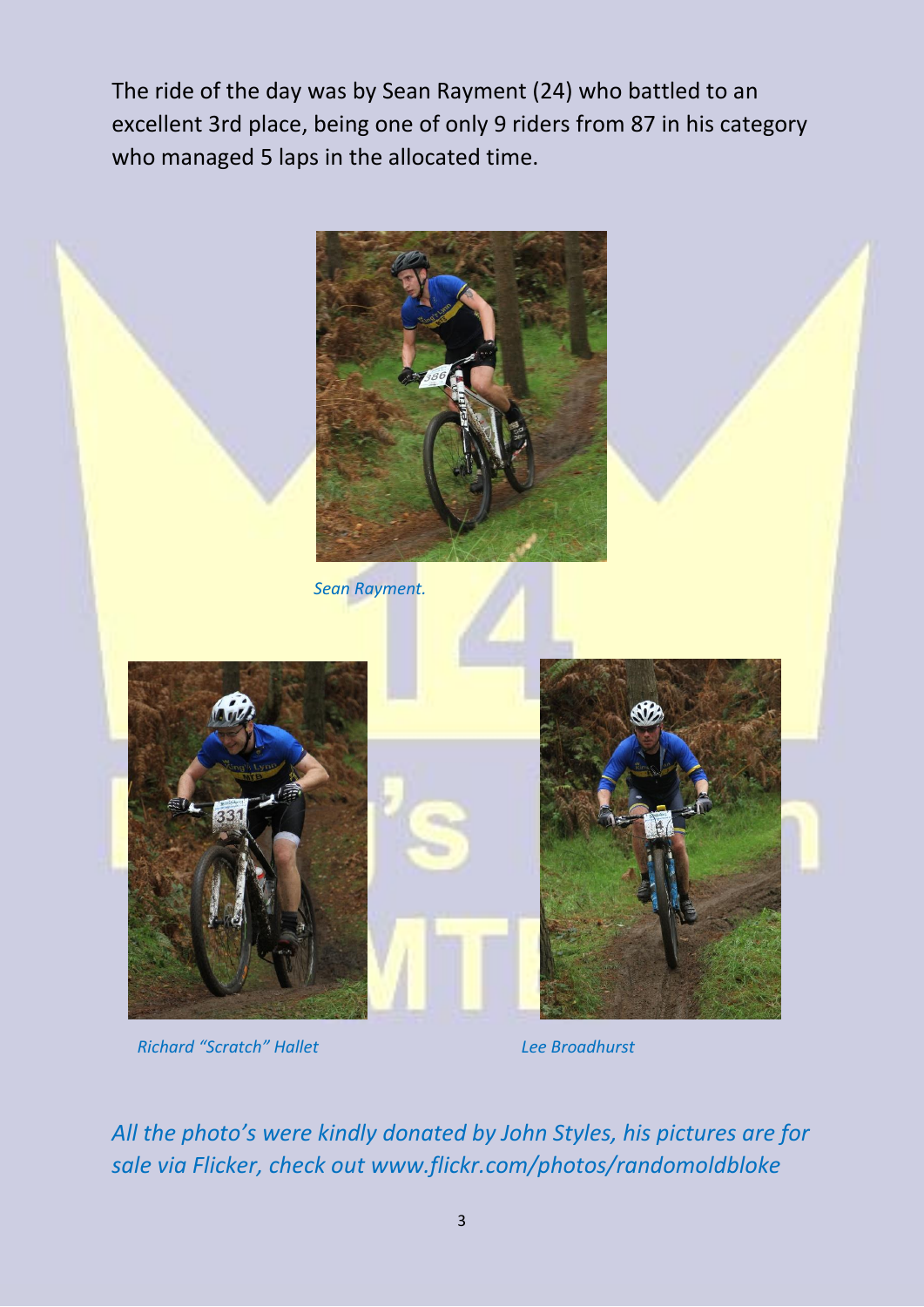The ride of the day was by Sean Rayment (24) who battled to an excellent 3rd place, being one of only 9 riders from 87 in his category who managed 5 laps in the allocated time.

*Sean Rayment.*

*Richard "Scratch" Hallet*

*Lee Broadhurst*

*All the photo's were kindly donated by John Styles, his pictures are for sale via Flicker, check out www.flickr.com/photos/randomoldbloke*